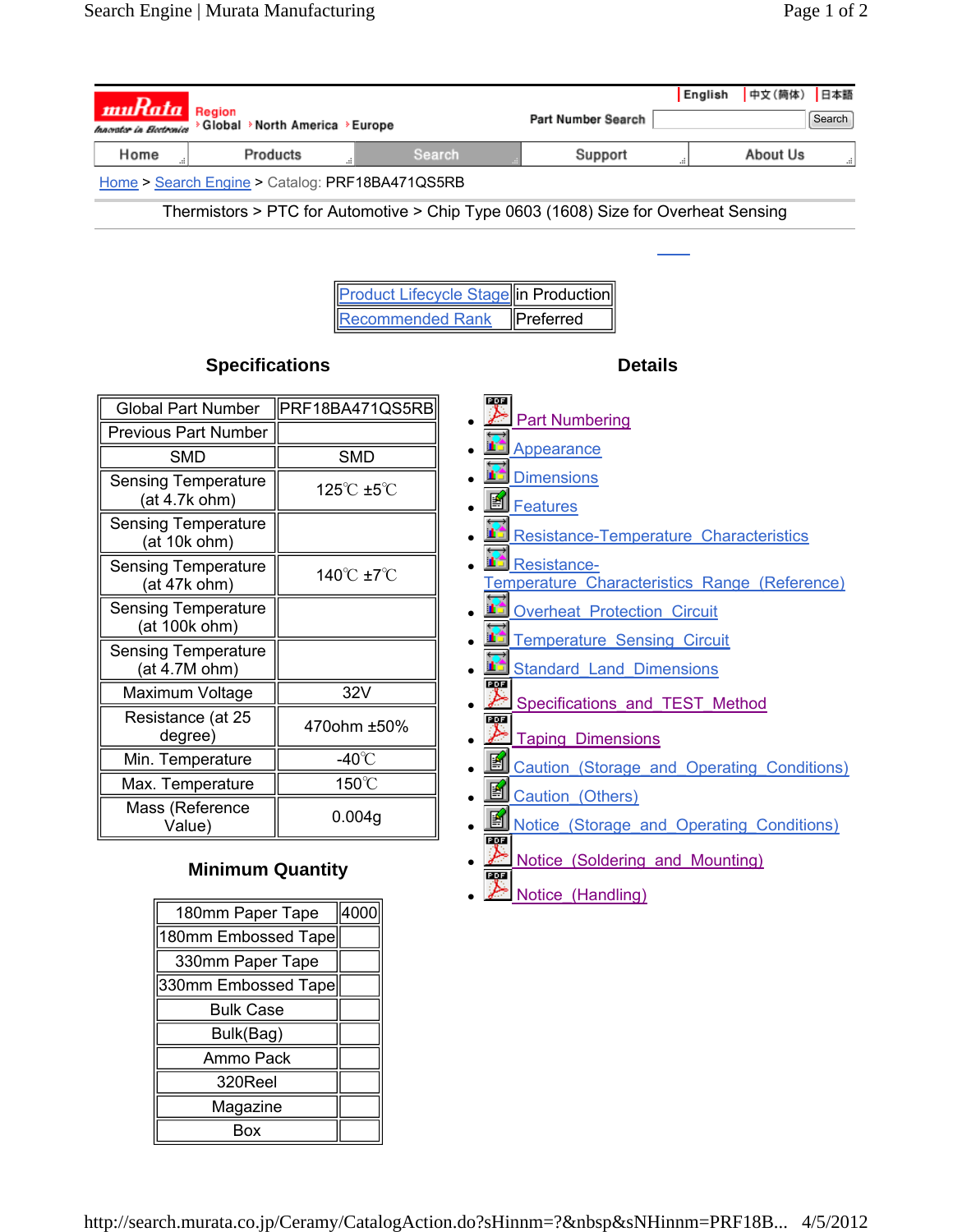English | 中文(简体) | 日本語

Region: Global | North America | Europe

Part Number Search [Search]

Home | Products | Search | Support | About Us

Home > Search Engine > Catalog: PRF18BA471QS5RB

Thermistors > PTC for Automotive > Chip Type 0603 (1608) Size for Overheat Sensing

| Product Lifecycle Stage | in Production |
|---|---|
| Recommended Rank | Preferred |

## Specifications

| Global Part Number | PRF18BA471QS5RB |
|---|---|
| Previous Part Number | |
| SMD | SMD |
| Sensing Temperature (at 4.7k ohm) | 125℃ ±5℃ |
| Sensing Temperature (at 10k ohm) | |
| Sensing Temperature (at 47k ohm) | 140℃ ±7℃ |
| Sensing Temperature (at 100k ohm) | |
| Sensing Temperature (at 4.7M ohm) | |
| Maximum Voltage | 32V |
| Resistance (at 25 degree) | 470ohm ±50% |
| Min. Temperature | -40℃ |
| Max. Temperature | 150℃ |
| Mass (Reference Value) | 0.004g |

## Minimum Quantity

| 180mm Paper Tape | 4000 |
|---|---|
| 180mm Embossed Tape | |
| 330mm Paper Tape | |
| 330mm Embossed Tape | |
| Bulk Case | |
| Bulk(Bag) | |
| Ammo Pack | |
| 320Reel | |
| Magazine | |
| Box | |

## Details

- Part Numbering
- Appearance
- Dimensions
- Features
- Resistance-Temperature Characteristics
- Resistance-Temperature Characteristics Range (Reference)
- Overheat Protection Circuit
- Temperature Sensing Circuit
- Standard Land Dimensions
- Specifications and TEST Method
- Taping Dimensions
- Caution (Storage and Operating Conditions)
- Caution (Others)
- Notice (Storage and Operating Conditions)
- Notice (Soldering and Mounting)
- Notice (Handling)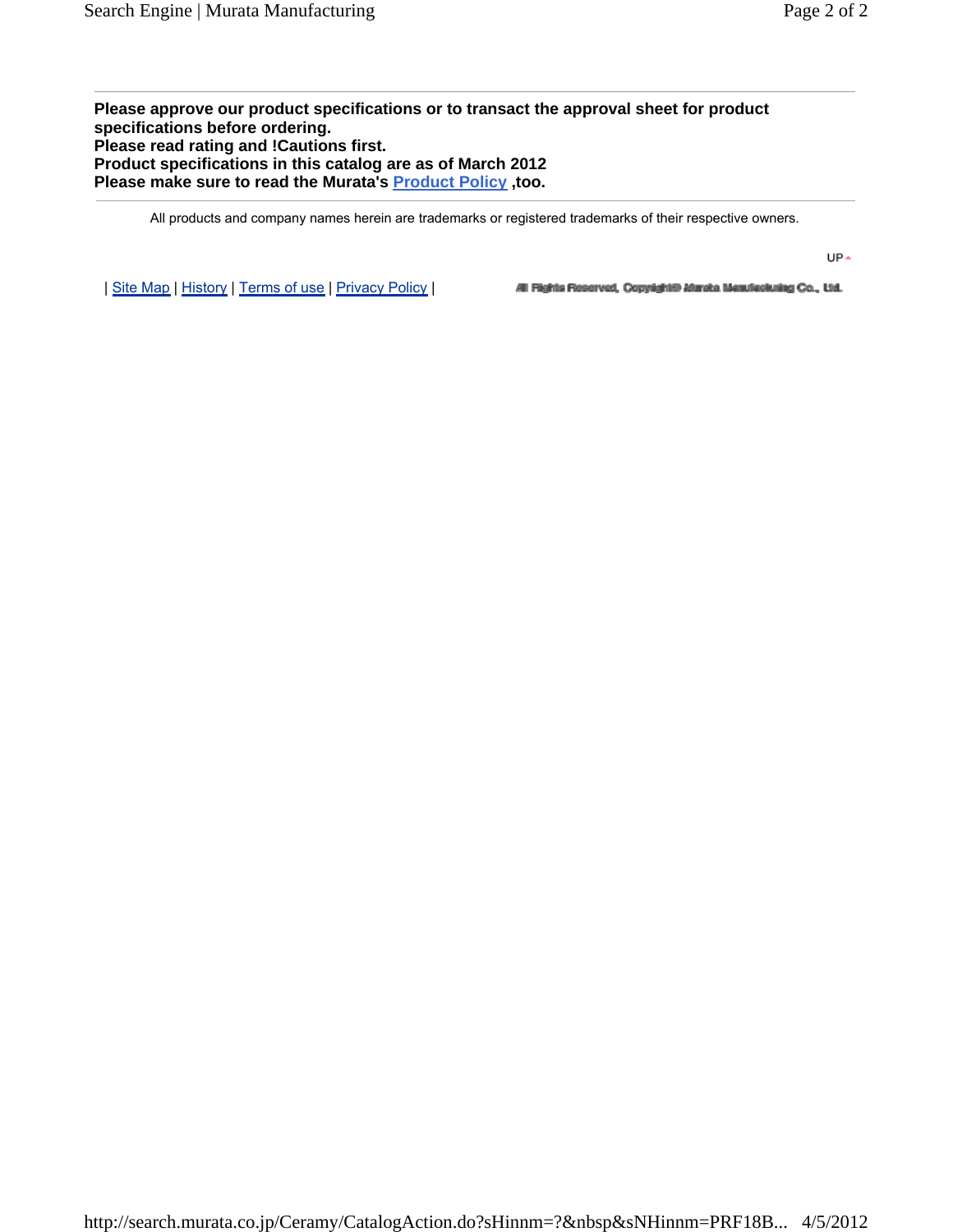**Please approve our product specifications or to transact the approval sheet for product specifications before ordering.**
**Please read rating and !Cautions first.**
**Product specifications in this catalog are as of March 2012**
**Please make sure to read the Murata's Product Policy ,too.**

All products and company names herein are trademarks or registered trademarks of their respective owners.

UP

| Site Map | History | Terms of use | Privacy Policy |

All Rights Reserved, Copyright© Murata Manufacturing Co., Ltd.